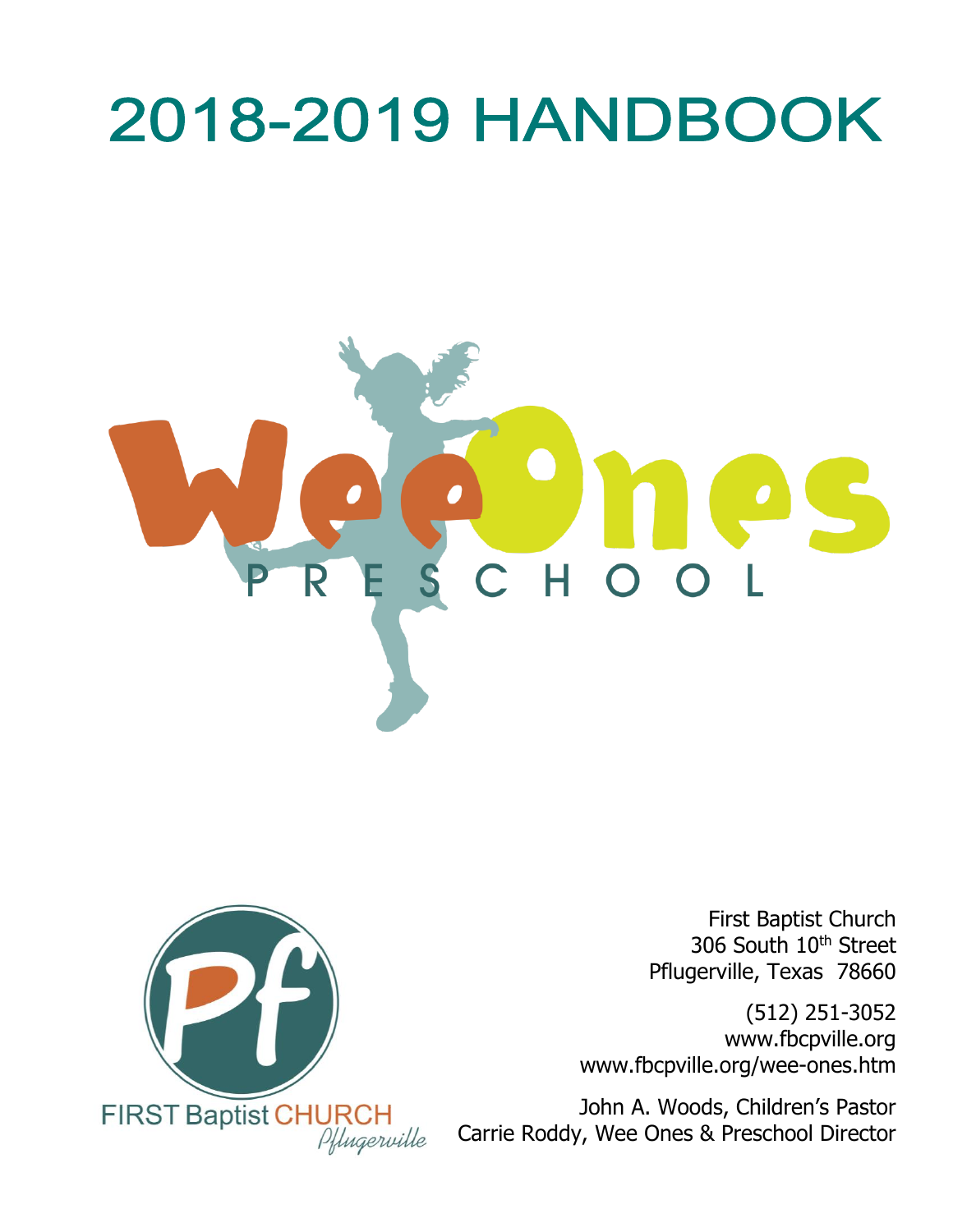# 2018-2019 HANDBOOK

Wee Ones

PRESCHOOL

FIRST Baptist CHURCH
Pflugerville

First Baptist Church
306 South 10th Street
Pflugerville, Texas 78660

(512) 251-3052
www.fbcpville.org
www.fbcpville.org/wee-ones.htm

John A. Woods, Children's Pastor
Carrie Roddy, Wee Ones & Preschool Director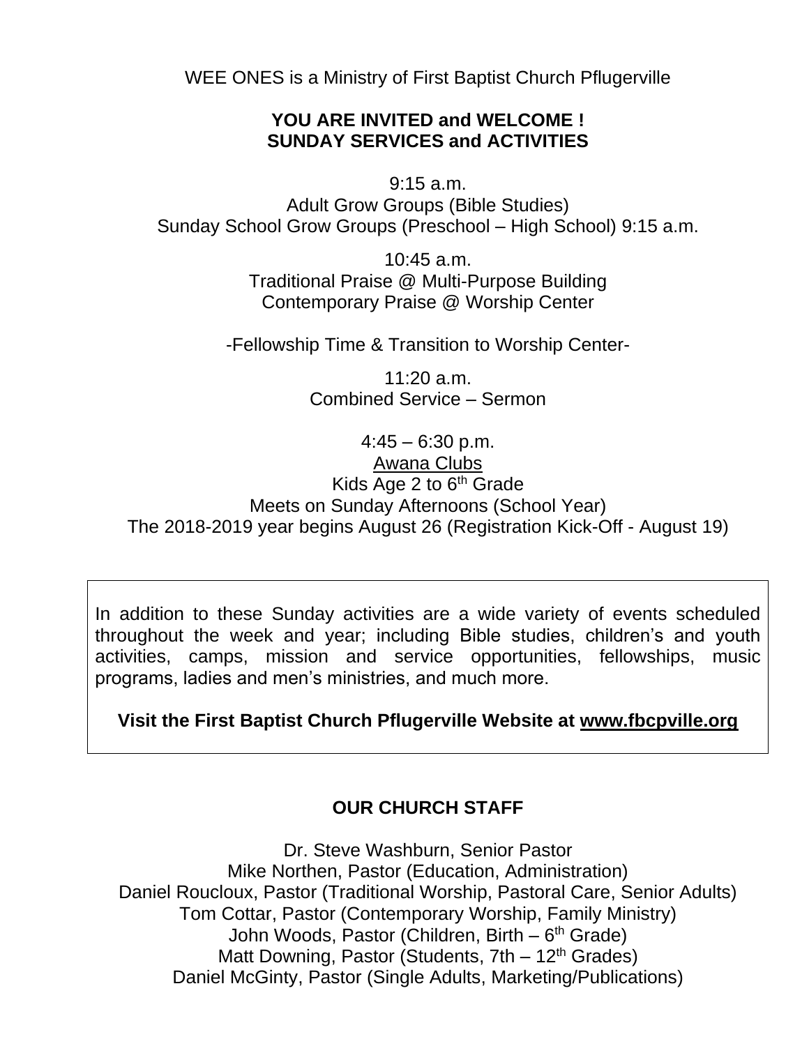WEE ONES is a Ministry of First Baptist Church Pflugerville

**YOU ARE INVITED and WELCOME !**
**SUNDAY SERVICES and ACTIVITIES**

9:15 a.m.
Adult Grow Groups (Bible Studies)
Sunday School Grow Groups (Preschool – High School) 9:15 a.m.

10:45 a.m.
Traditional Praise @ Multi-Purpose Building
Contemporary Praise @ Worship Center

-Fellowship Time & Transition to Worship Center-

11:20 a.m.
Combined Service – Sermon

4:45 – 6:30 p.m.
Awana Clubs
Kids Age 2 to 6th Grade
Meets on Sunday Afternoons (School Year)
The 2018-2019 year begins August 26 (Registration Kick-Off - August 19)

In addition to these Sunday activities are a wide variety of events scheduled throughout the week and year; including Bible studies, children's and youth activities, camps, mission and service opportunities, fellowships, music programs, ladies and men's ministries, and much more.

**Visit the First Baptist Church Pflugerville Website at www.fbcpville.org**

## OUR CHURCH STAFF

Dr. Steve Washburn, Senior Pastor
Mike Northen, Pastor (Education, Administration)
Daniel Roucloux, Pastor (Traditional Worship, Pastoral Care, Senior Adults)
Tom Cottar, Pastor (Contemporary Worship, Family Ministry)
John Woods, Pastor (Children, Birth – 6th Grade)
Matt Downing, Pastor (Students, 7th – 12th Grades)
Daniel McGinty, Pastor (Single Adults, Marketing/Publications)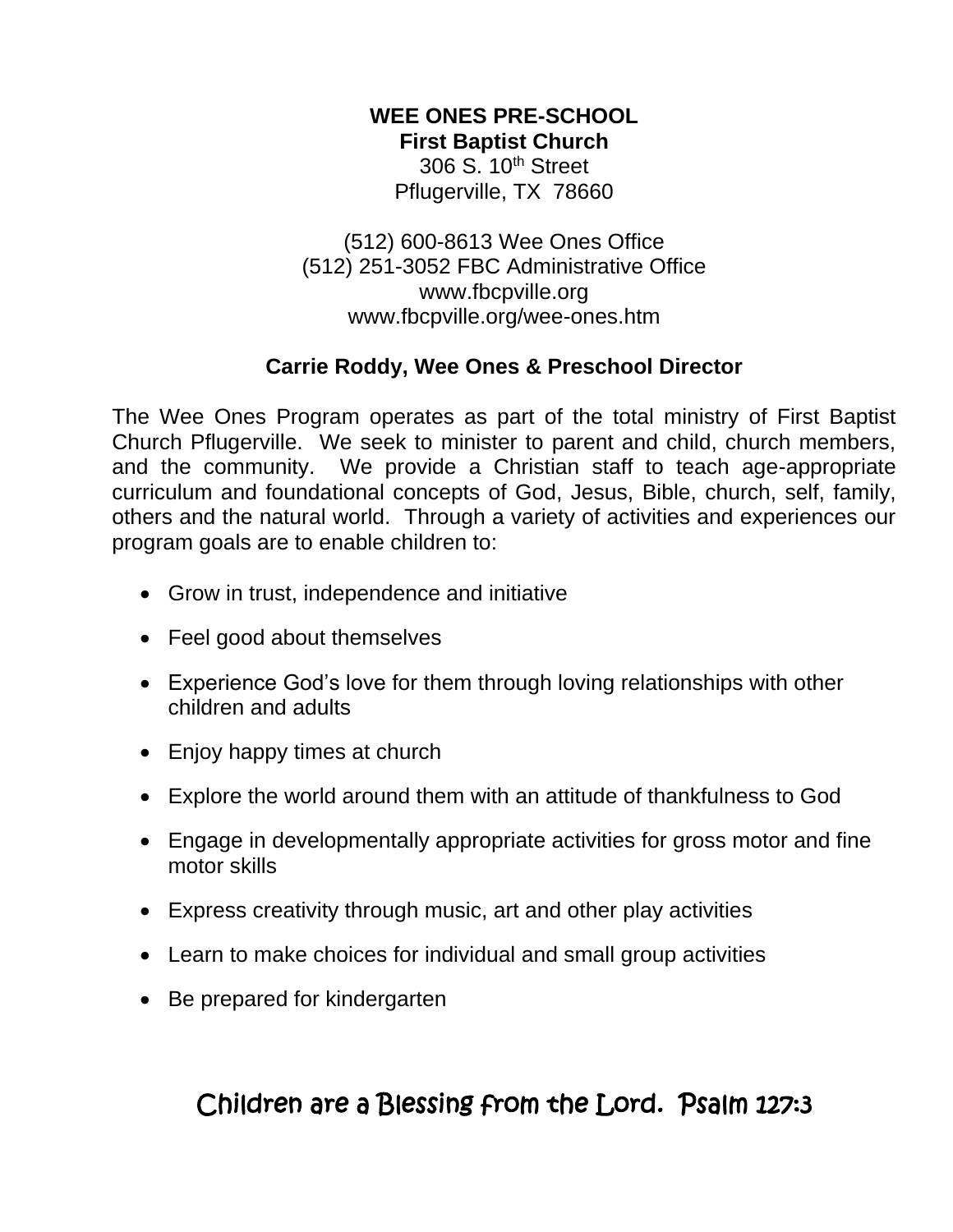**WEE ONES PRE-SCHOOL**
**First Baptist Church**
306 S. 10th Street
Pflugerville, TX 78660

(512) 600-8613 Wee Ones Office
(512) 251-3052 FBC Administrative Office
www.fbcpville.org
www.fbcpville.org/wee-ones.htm

**Carrie Roddy, Wee Ones & Preschool Director**

The Wee Ones Program operates as part of the total ministry of First Baptist Church Pflugerville. We seek to minister to parent and child, church members, and the community. We provide a Christian staff to teach age-appropriate curriculum and foundational concepts of God, Jesus, Bible, church, self, family, others and the natural world. Through a variety of activities and experiences our program goals are to enable children to:

- Grow in trust, independence and initiative
- Feel good about themselves
- Experience God's love for them through loving relationships with other children and adults
- Enjoy happy times at church
- Explore the world around them with an attitude of thankfulness to God
- Engage in developmentally appropriate activities for gross motor and fine motor skills
- Express creativity through music, art and other play activities
- Learn to make choices for individual and small group activities
- Be prepared for kindergarten

Children are a Blessing from the Lord. Psalm 127:3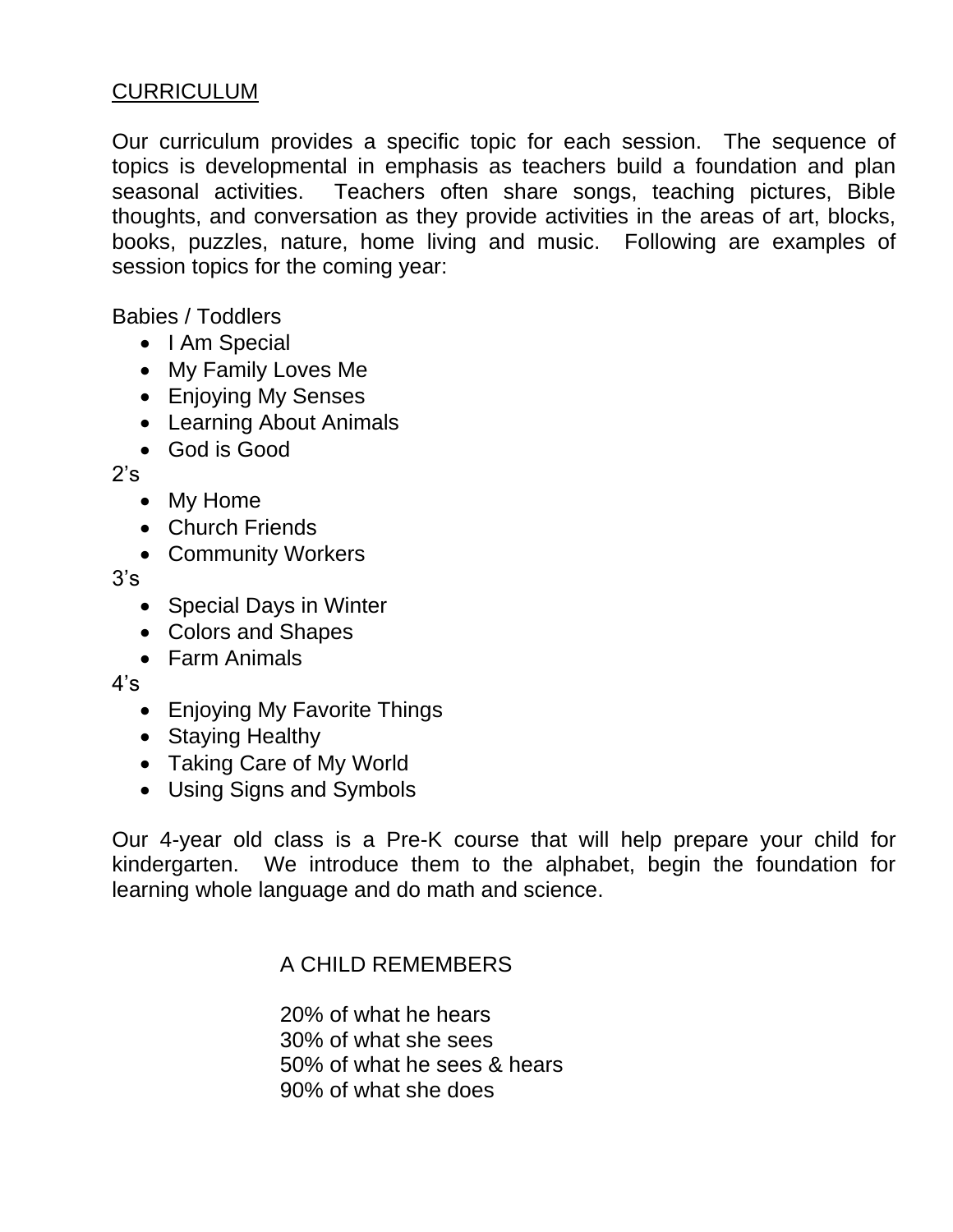## CURRICULUM

Our curriculum provides a specific topic for each session. The sequence of topics is developmental in emphasis as teachers build a foundation and plan seasonal activities. Teachers often share songs, teaching pictures, Bible thoughts, and conversation as they provide activities in the areas of art, blocks, books, puzzles, nature, home living and music. Following are examples of session topics for the coming year:

Babies / Toddlers

- I Am Special
- My Family Loves Me
- Enjoying My Senses
- Learning About Animals
- God is Good

2's

- My Home
- Church Friends
- Community Workers

3's

- Special Days in Winter
- Colors and Shapes
- Farm Animals

4's

- Enjoying My Favorite Things
- Staying Healthy
- Taking Care of My World
- Using Signs and Symbols

Our 4-year old class is a Pre-K course that will help prepare your child for kindergarten. We introduce them to the alphabet, begin the foundation for learning whole language and do math and science.

A CHILD REMEMBERS

20% of what he hears
30% of what she sees
50% of what he sees & hears
90% of what she does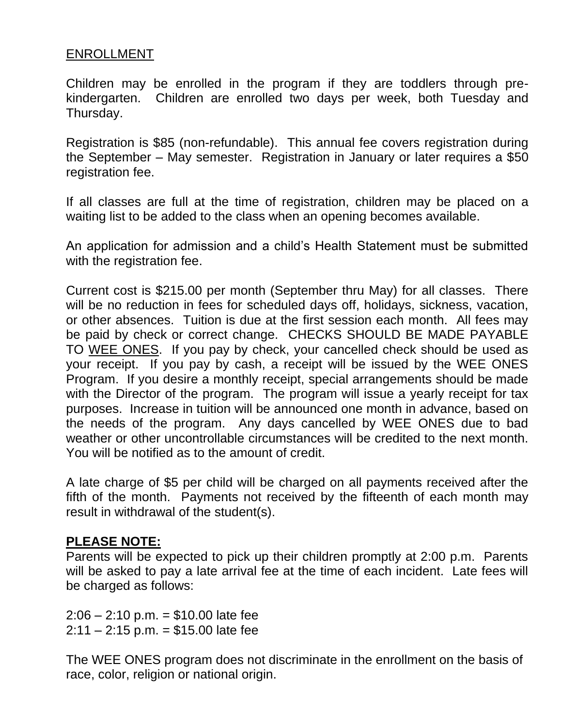## ENROLLMENT

Children may be enrolled in the program if they are toddlers through pre-kindergarten. Children are enrolled two days per week, both Tuesday and Thursday.

Registration is $85 (non-refundable). This annual fee covers registration during the September – May semester. Registration in January or later requires a $50 registration fee.

If all classes are full at the time of registration, children may be placed on a waiting list to be added to the class when an opening becomes available.

An application for admission and a child's Health Statement must be submitted with the registration fee.

Current cost is $215.00 per month (September thru May) for all classes. There will be no reduction in fees for scheduled days off, holidays, sickness, vacation, or other absences. Tuition is due at the first session each month. All fees may be paid by check or correct change. CHECKS SHOULD BE MADE PAYABLE TO WEE ONES. If you pay by check, your cancelled check should be used as your receipt. If you pay by cash, a receipt will be issued by the WEE ONES Program. If you desire a monthly receipt, special arrangements should be made with the Director of the program. The program will issue a yearly receipt for tax purposes. Increase in tuition will be announced one month in advance, based on the needs of the program. Any days cancelled by WEE ONES due to bad weather or other uncontrollable circumstances will be credited to the next month. You will be notified as to the amount of credit.

A late charge of $5 per child will be charged on all payments received after the fifth of the month. Payments not received by the fifteenth of each month may result in withdrawal of the student(s).

**PLEASE NOTE:**
Parents will be expected to pick up their children promptly at 2:00 p.m. Parents will be asked to pay a late arrival fee at the time of each incident. Late fees will be charged as follows:

2:06 – 2:10 p.m. = $10.00 late fee
2:11 – 2:15 p.m. = $15.00 late fee

The WEE ONES program does not discriminate in the enrollment on the basis of race, color, religion or national origin.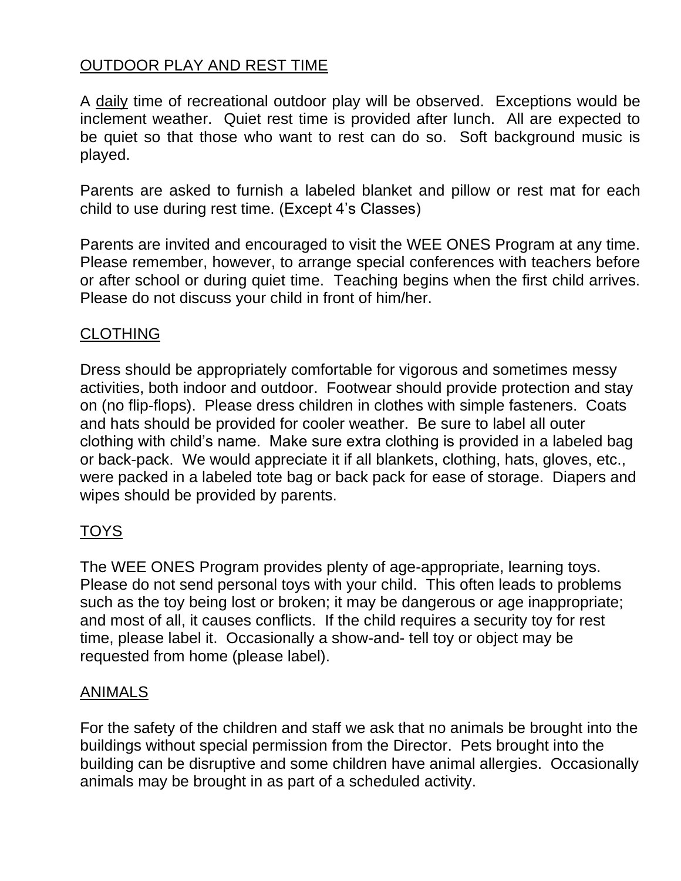## OUTDOOR PLAY AND REST TIME

A daily time of recreational outdoor play will be observed. Exceptions would be inclement weather. Quiet rest time is provided after lunch. All are expected to be quiet so that those who want to rest can do so. Soft background music is played.

Parents are asked to furnish a labeled blanket and pillow or rest mat for each child to use during rest time. (Except 4's Classes)

Parents are invited and encouraged to visit the WEE ONES Program at any time. Please remember, however, to arrange special conferences with teachers before or after school or during quiet time. Teaching begins when the first child arrives. Please do not discuss your child in front of him/her.

## CLOTHING

Dress should be appropriately comfortable for vigorous and sometimes messy activities, both indoor and outdoor. Footwear should provide protection and stay on (no flip-flops). Please dress children in clothes with simple fasteners. Coats and hats should be provided for cooler weather. Be sure to label all outer clothing with child's name. Make sure extra clothing is provided in a labeled bag or back-pack. We would appreciate it if all blankets, clothing, hats, gloves, etc., were packed in a labeled tote bag or back pack for ease of storage. Diapers and wipes should be provided by parents.

## TOYS

The WEE ONES Program provides plenty of age-appropriate, learning toys. Please do not send personal toys with your child. This often leads to problems such as the toy being lost or broken; it may be dangerous or age inappropriate; and most of all, it causes conflicts. If the child requires a security toy for rest time, please label it. Occasionally a show-and- tell toy or object may be requested from home (please label).

## ANIMALS

For the safety of the children and staff we ask that no animals be brought into the buildings without special permission from the Director. Pets brought into the building can be disruptive and some children have animal allergies. Occasionally animals may be brought in as part of a scheduled activity.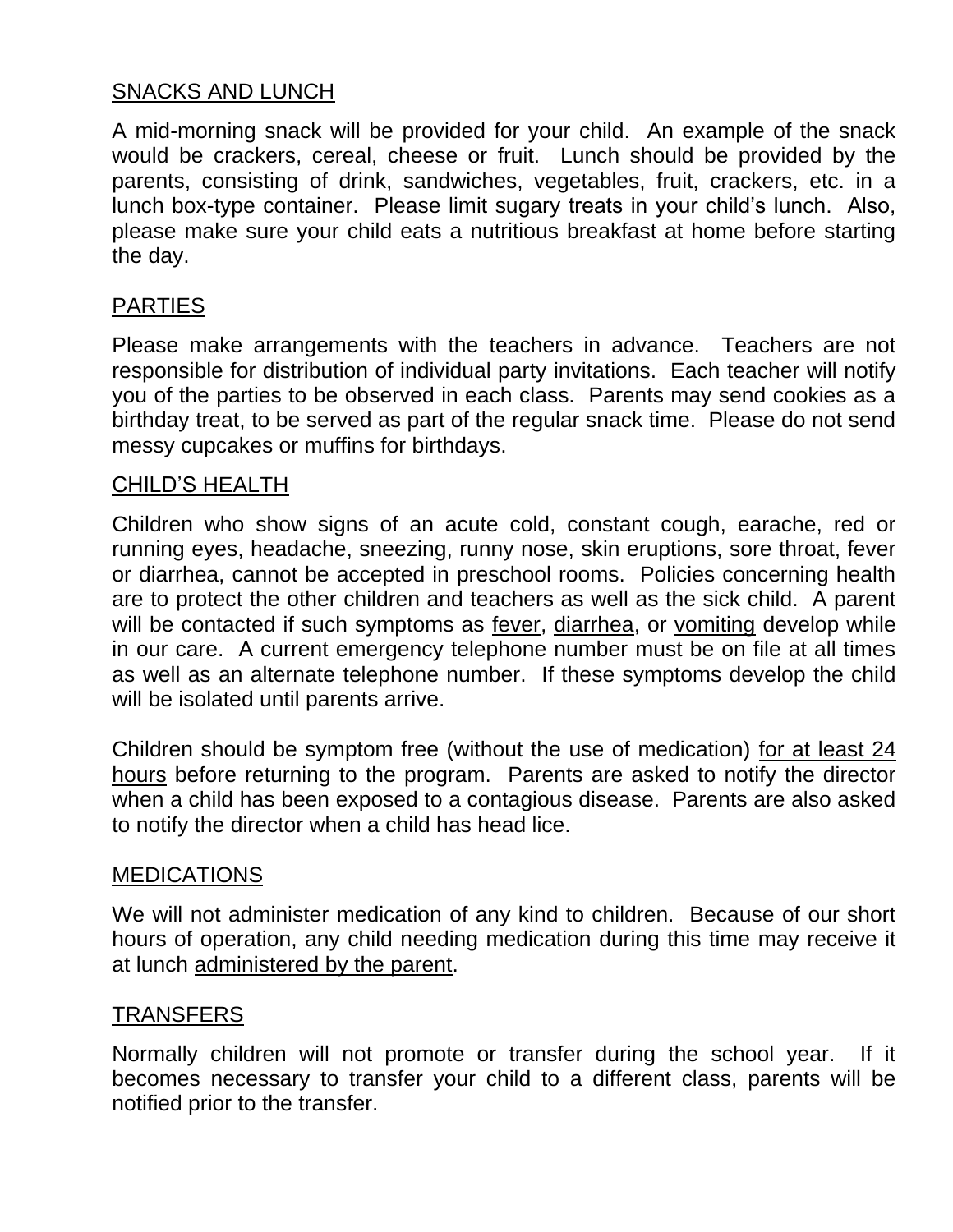## SNACKS AND LUNCH

A mid-morning snack will be provided for your child. An example of the snack would be crackers, cereal, cheese or fruit. Lunch should be provided by the parents, consisting of drink, sandwiches, vegetables, fruit, crackers, etc. in a lunch box-type container. Please limit sugary treats in your child's lunch. Also, please make sure your child eats a nutritious breakfast at home before starting the day.

## PARTIES

Please make arrangements with the teachers in advance. Teachers are not responsible for distribution of individual party invitations. Each teacher will notify you of the parties to be observed in each class. Parents may send cookies as a birthday treat, to be served as part of the regular snack time. Please do not send messy cupcakes or muffins for birthdays.

## CHILD'S HEALTH

Children who show signs of an acute cold, constant cough, earache, red or running eyes, headache, sneezing, runny nose, skin eruptions, sore throat, fever or diarrhea, cannot be accepted in preschool rooms. Policies concerning health are to protect the other children and teachers as well as the sick child. A parent will be contacted if such symptoms as fever, diarrhea, or vomiting develop while in our care. A current emergency telephone number must be on file at all times as well as an alternate telephone number. If these symptoms develop the child will be isolated until parents arrive.

Children should be symptom free (without the use of medication) for at least 24 hours before returning to the program. Parents are asked to notify the director when a child has been exposed to a contagious disease. Parents are also asked to notify the director when a child has head lice.

## MEDICATIONS

We will not administer medication of any kind to children. Because of our short hours of operation, any child needing medication during this time may receive it at lunch administered by the parent.

## TRANSFERS

Normally children will not promote or transfer during the school year. If it becomes necessary to transfer your child to a different class, parents will be notified prior to the transfer.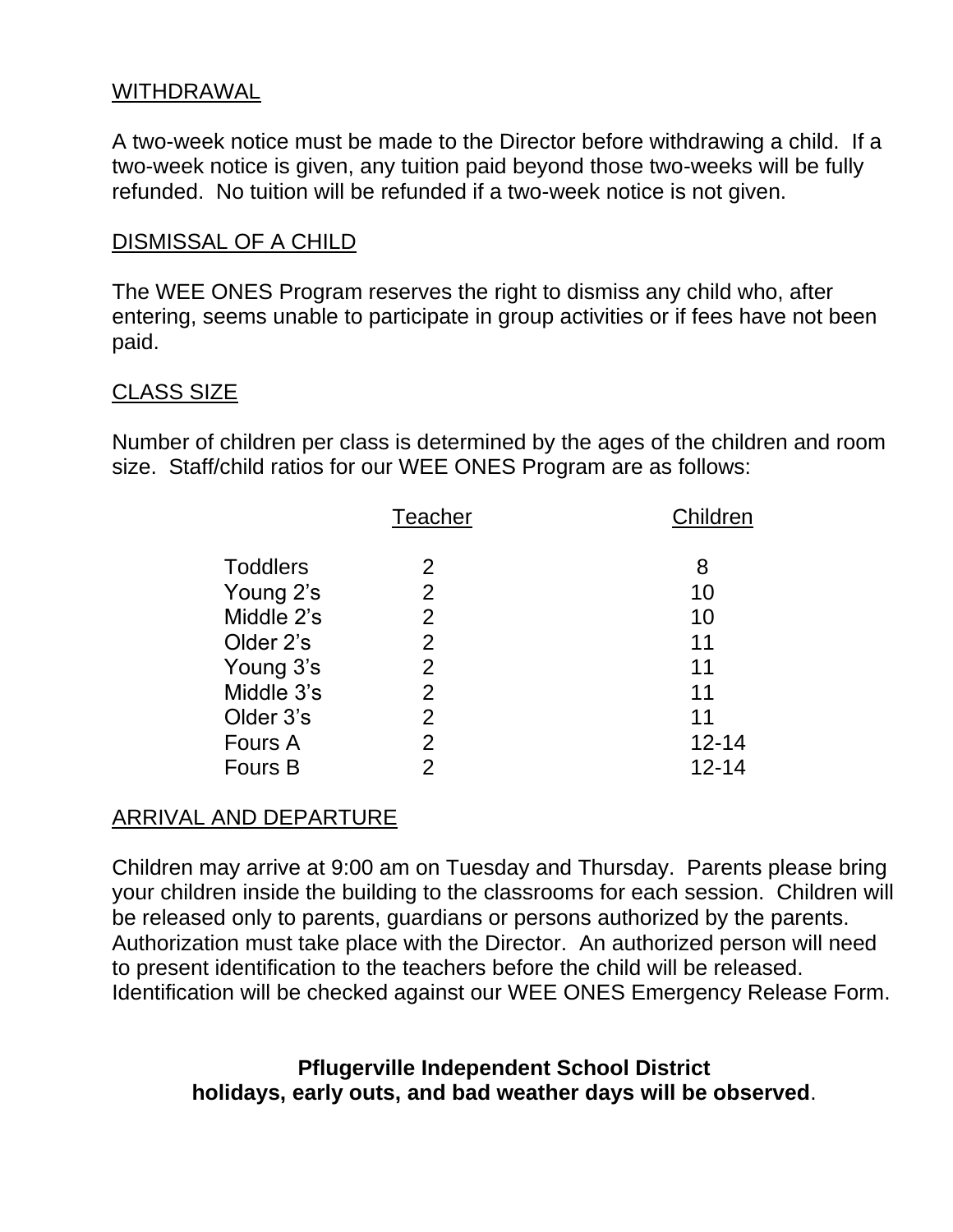## WITHDRAWAL

A two-week notice must be made to the Director before withdrawing a child. If a two-week notice is given, any tuition paid beyond those two-weeks will be fully refunded. No tuition will be refunded if a two-week notice is not given.

## DISMISSAL OF A CHILD

The WEE ONES Program reserves the right to dismiss any child who, after entering, seems unable to participate in group activities or if fees have not been paid.

## CLASS SIZE

Number of children per class is determined by the ages of the children and room size. Staff/child ratios for our WEE ONES Program are as follows:

| | Teacher | Children |
|---|---|---|
| Toddlers | 2 | 8 |
| Young 2's | 2 | 10 |
| Middle 2's | 2 | 10 |
| Older 2's | 2 | 11 |
| Young 3's | 2 | 11 |
| Middle 3's | 2 | 11 |
| Older 3's | 2 | 11 |
| Fours A | 2 | 12-14 |
| Fours B | 2 | 12-14 |

## ARRIVAL AND DEPARTURE

Children may arrive at 9:00 am on Tuesday and Thursday. Parents please bring your children inside the building to the classrooms for each session. Children will be released only to parents, guardians or persons authorized by the parents. Authorization must take place with the Director. An authorized person will need to present identification to the teachers before the child will be released. Identification will be checked against our WEE ONES Emergency Release Form.

**Pflugerville Independent School District holidays, early outs, and bad weather days will be observed**.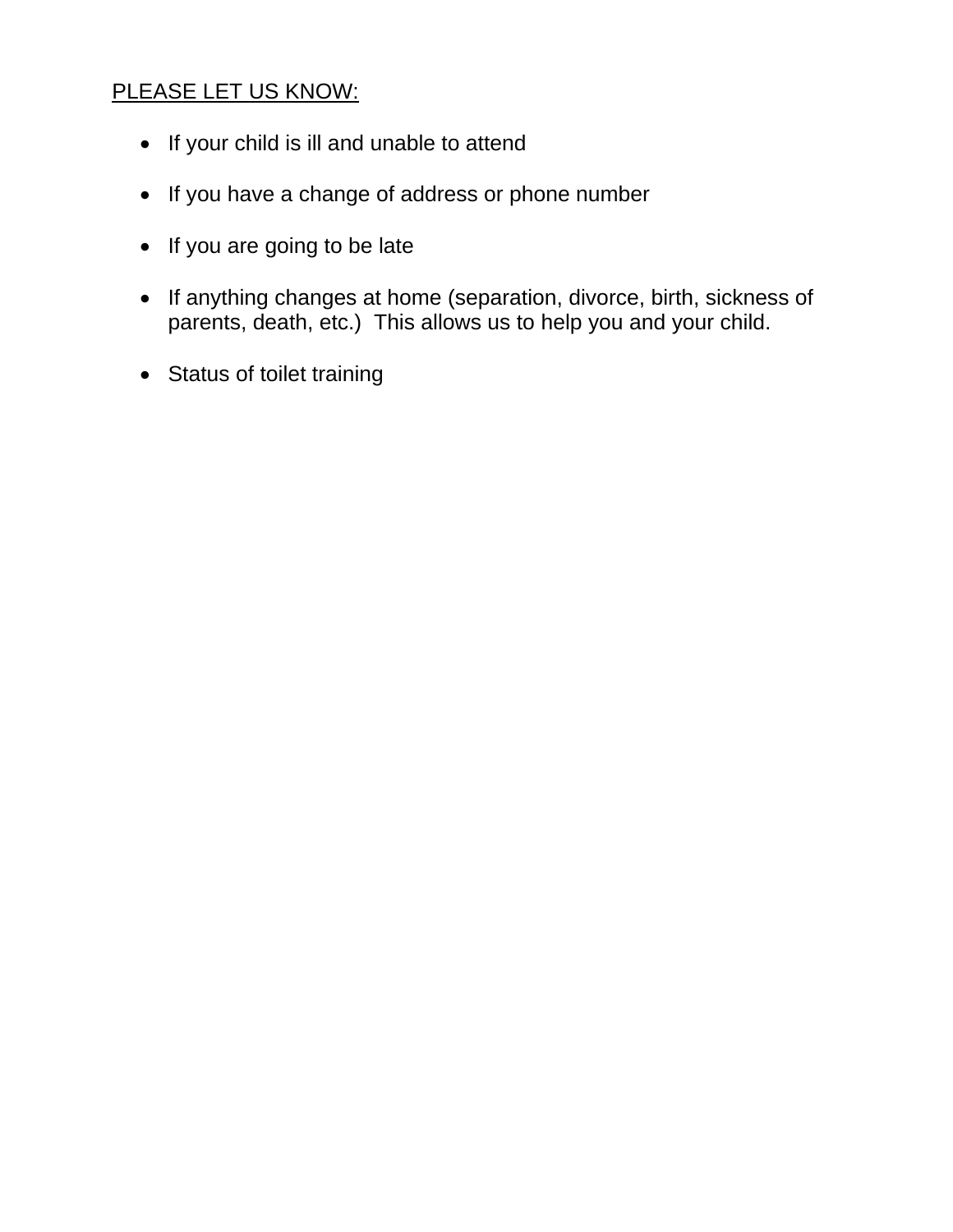<u>PLEASE LET US KNOW:</u>

- If your child is ill and unable to attend
- If you have a change of address or phone number
- If you are going to be late
- If anything changes at home (separation, divorce, birth, sickness of parents, death, etc.)  This allows us to help you and your child.
- Status of toilet training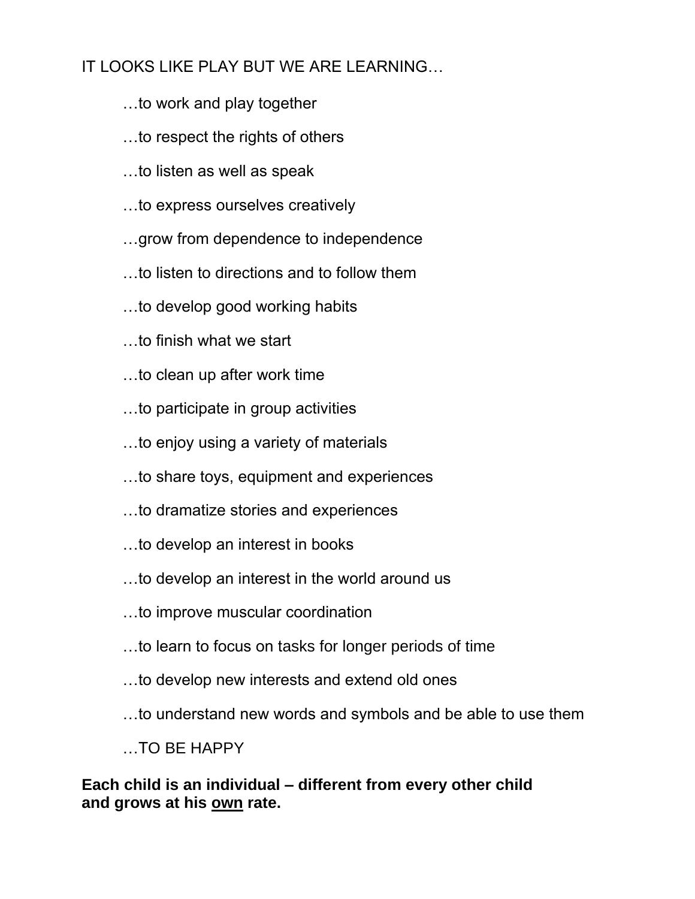IT LOOKS LIKE PLAY BUT WE ARE LEARNING…

…to work and play together

…to respect the rights of others

…to listen as well as speak

…to express ourselves creatively

…grow from dependence to independence

…to listen to directions and to follow them

…to develop good working habits

…to finish what we start

…to clean up after work time

…to participate in group activities

…to enjoy using a variety of materials

…to share toys, equipment and experiences

…to dramatize stories and experiences

…to develop an interest in books

…to develop an interest in the world around us

…to improve muscular coordination

…to learn to focus on tasks for longer periods of time

…to develop new interests and extend old ones

…to understand new words and symbols and be able to use them

…TO BE HAPPY

**Each child is an individual – different from every other child and grows at his <u>own</u> rate.**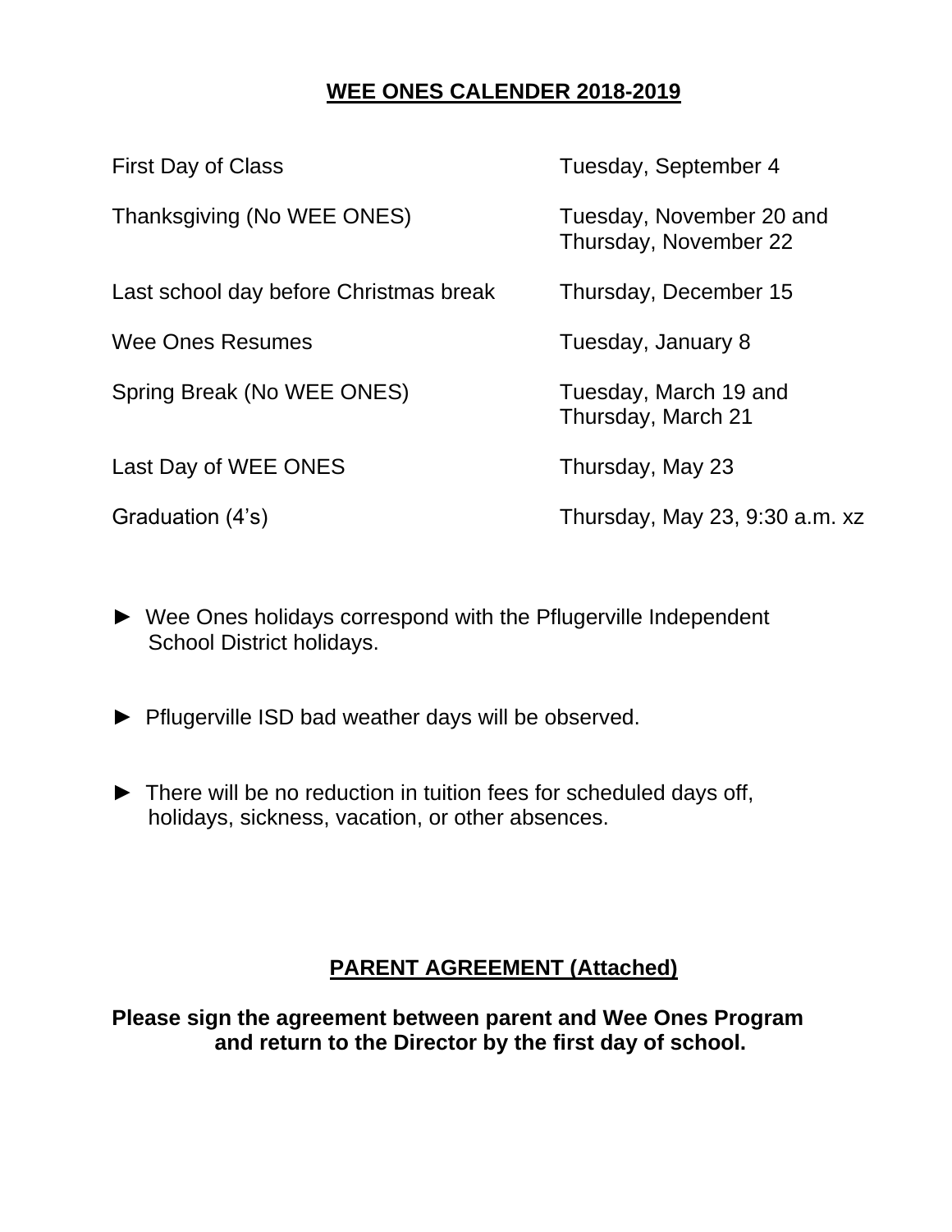## WEE ONES CALENDER 2018-2019

| | |
|---|---|
| First Day of Class | Tuesday, September 4 |
| Thanksgiving (No WEE ONES) | Tuesday, November 20 and Thursday, November 22 |
| Last school day before Christmas break | Thursday, December 15 |
| Wee Ones Resumes | Tuesday, January 8 |
| Spring Break (No WEE ONES) | Tuesday, March 19 and Thursday, March 21 |
| Last Day of WEE ONES | Thursday, May 23 |
| Graduation (4's) | Thursday, May 23, 9:30 a.m. xz |

► Wee Ones holidays correspond with the Pflugerville Independent School District holidays.

► Pflugerville ISD bad weather days will be observed.

► There will be no reduction in tuition fees for scheduled days off, holidays, sickness, vacation, or other absences.

## PARENT AGREEMENT (Attached)

**Please sign the agreement between parent and Wee Ones Program and return to the Director by the first day of school.**